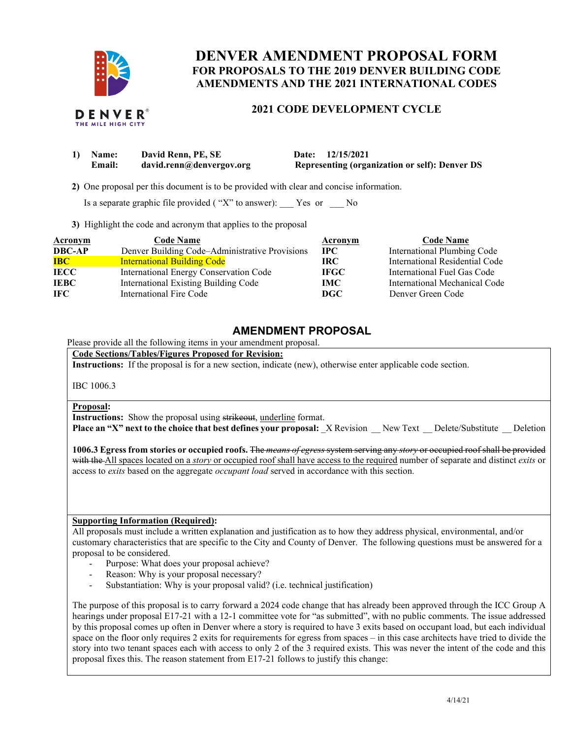# DENVER AMENDMENT PROPOSAL FORM

## FOR PROPOSALS TO THE 2019 DENVER BUILDING CODE AMENDMENTS AND THE 2021 INTERNATIONAL CODES

### 2021 CODE DEVELOPMENT CYCLE

**1) Name:** **David Renn, PE, SE** **Date:** **12/15/2021**
**Email:** **david.renn@denvergov.org** **Representing (organization or self): Denver DS**

**2)** One proposal per this document is to be provided with clear and concise information.

Is a separate graphic file provided ( "X" to answer): ___ Yes or ___ No

**3)** Highlight the code and acronym that applies to the proposal

| Acronym | Code Name | Acronym | Code Name |
|---|---|---|---|
| **DBC-AP** | Denver Building Code–Administrative Provisions | **IPC** | International Plumbing Code |
| **IBC** | International Building Code | **IRC** | International Residential Code |
| **IECC** | International Energy Conservation Code | **IFGC** | International Fuel Gas Code |
| **IEBC** | International Existing Building Code | **IMC** | International Mechanical Code |
| **IFC** | International Fire Code | **DGC** | Denver Green Code |

## AMENDMENT PROPOSAL

Please provide all the following items in your amendment proposal.

**Code Sections/Tables/Figures Proposed for Revision:**

**Instructions:** If the proposal is for a new section, indicate (new), otherwise enter applicable code section.

IBC 1006.3

**Proposal:**

**Instructions:** Show the proposal using ~~strikeout~~, <u>underline</u> format.

**Place an "X" next to the choice that best defines your proposal:** _X Revision __ New Text __ Delete/Substitute __ Deletion

**1006.3 Egress from stories or occupied roofs.** ~~The *means of egress* system serving any *story* or occupied roof shall be provided with the~~ <u>All spaces located on a *story* or occupied roof shall have access to the required</u> number of separate and distinct *exits* or access to *exits* based on the aggregate *occupant load* served in accordance with this section.

**Supporting Information (Required):**

All proposals must include a written explanation and justification as to how they address physical, environmental, and/or customary characteristics that are specific to the City and County of Denver. The following questions must be answered for a proposal to be considered.

- Purpose: What does your proposal achieve?
- Reason: Why is your proposal necessary?
- Substantiation: Why is your proposal valid? (i.e. technical justification)

The purpose of this proposal is to carry forward a 2024 code change that has already been approved through the ICC Group A hearings under proposal E17-21 with a 12-1 committee vote for "as submitted", with no public comments. The issue addressed by this proposal comes up often in Denver where a story is required to have 3 exits based on occupant load, but each individual space on the floor only requires 2 exits for requirements for egress from spaces – in this case architects have tried to divide the story into two tenant spaces each with access to only 2 of the 3 required exists. This was never the intent of the code and this proposal fixes this. The reason statement from E17-21 follows to justify this change: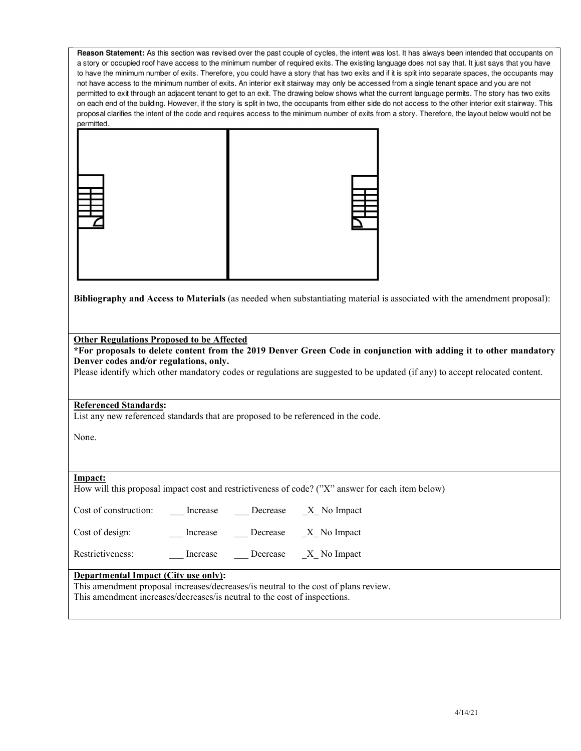**Reason Statement:** As this section was revised over the past couple of cycles, the intent was lost. It has always been intended that occupants on a story or occupied roof have access to the minimum number of required exits. The existing language does not say that. It just says that you have to have the minimum number of exits. Therefore, you could have a story that has two exits and if it is split into separate spaces, the occupants may not have access to the minimum number of exits. An interior exit stairway may only be accessed from a single tenant space and you are not permitted to exit through an adjacent tenant to get to an exit. The drawing below shows what the current language permits. The story has two exits on each end of the building. However, if the story is split in two, the occupants from either side do not access to the other interior exit stairway. This proposal clarifies the intent of the code and requires access to the minimum number of exits from a story. Therefore, the layout below would not be permitted.

**Bibliography and Access to Materials** (as needed when substantiating material is associated with the amendment proposal):

**Other Regulations Proposed to be Affected**

**\*For proposals to delete content from the 2019 Denver Green Code in conjunction with adding it to other mandatory Denver codes and/or regulations, only.**

Please identify which other mandatory codes or regulations are suggested to be updated (if any) to accept relocated content.

**Referenced Standards:**

List any new referenced standards that are proposed to be referenced in the code.

None.

**Impact:**

How will this proposal impact cost and restrictiveness of code? ("X" answer for each item below)

Cost of construction: ___ Increase ___ Decrease _X_ No Impact

Cost of design: ___ Increase ___ Decrease _X_ No Impact

Restrictiveness: ___ Increase ___ Decrease _X_ No Impact

**Departmental Impact (City use only):**

This amendment proposal increases/decreases/is neutral to the cost of plans review.

This amendment increases/decreases/is neutral to the cost of inspections.